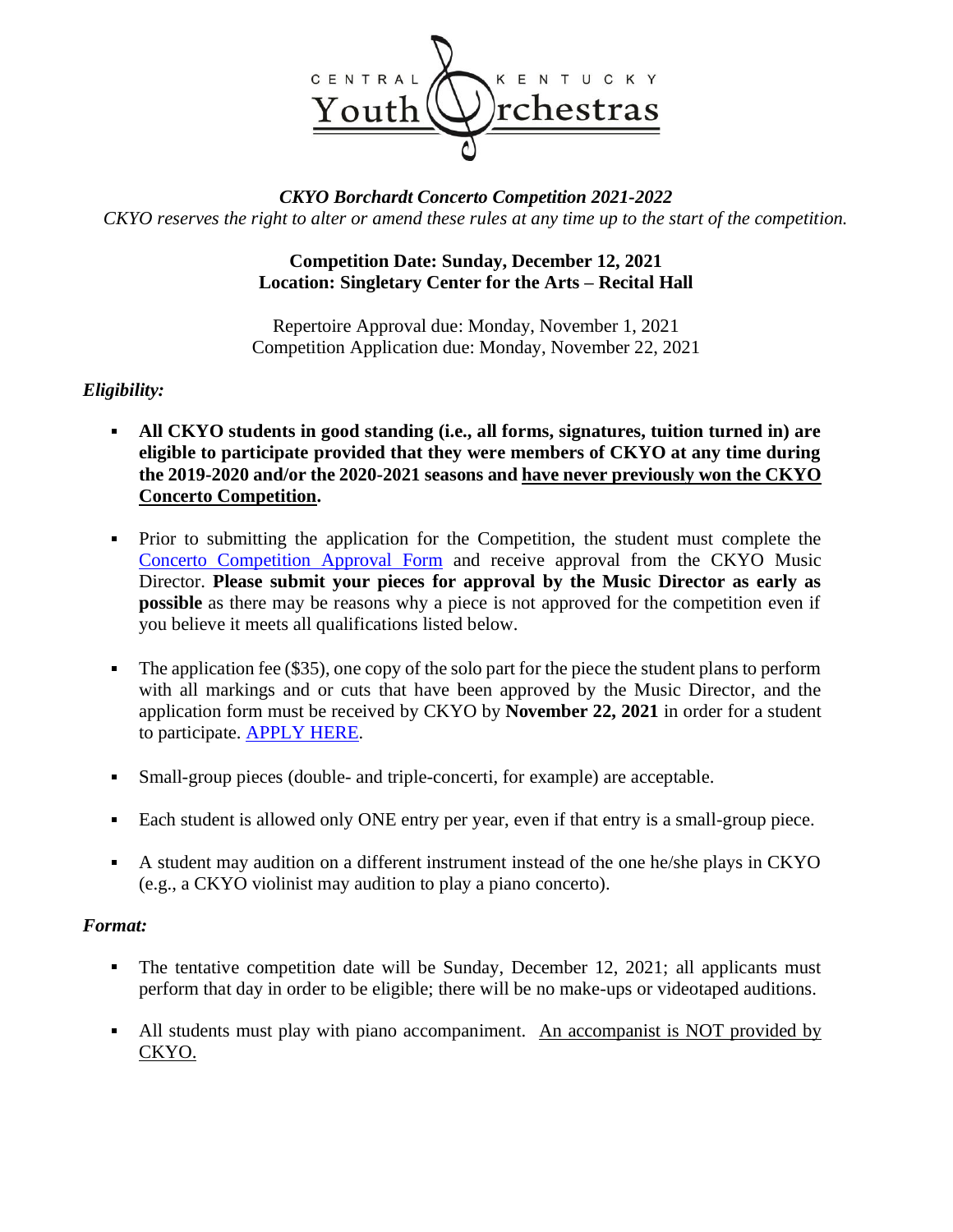CENTRAL KENTUCKY Youth Orchestras

***CKYO Borchardt Concerto Competition 2021-2022***

*CKYO reserves the right to alter or amend these rules at any time up to the start of the competition.*

**Competition Date: Sunday, December 12, 2021**
**Location: Singletary Center for the Arts – Recital Hall**

Repertoire Approval due: Monday, November 1, 2021
Competition Application due: Monday, November 22, 2021

***Eligibility:***

- **All CKYO students in good standing (i.e., all forms, signatures, tuition turned in) are eligible to participate provided that they were members of CKYO at any time during the 2019-2020 and/or the 2020-2021 seasons and <u>have never previously won the CKYO Concerto Competition</u>.**

- Prior to submitting the application for the Competition, the student must complete the [Concerto Competition Approval Form]() and receive approval from the CKYO Music Director. **Please submit your pieces for approval by the Music Director as early as possible** as there may be reasons why a piece is not approved for the competition even if you believe it meets all qualifications listed below.

- The application fee ($35), one copy of the solo part for the piece the student plans to perform with all markings and or cuts that have been approved by the Music Director, and the application form must be received by CKYO by **November 22, 2021** in order for a student to participate. [APPLY HERE]().

- Small-group pieces (double- and triple-concerti, for example) are acceptable.

- Each student is allowed only ONE entry per year, even if that entry is a small-group piece.

- A student may audition on a different instrument instead of the one he/she plays in CKYO (e.g., a CKYO violinist may audition to play a piano concerto).

***Format:***

- The tentative competition date will be Sunday, December 12, 2021; all applicants must perform that day in order to be eligible; there will be no make-ups or videotaped auditions.

- All students must play with piano accompaniment. <u>An accompanist is NOT provided by CKYO.</u>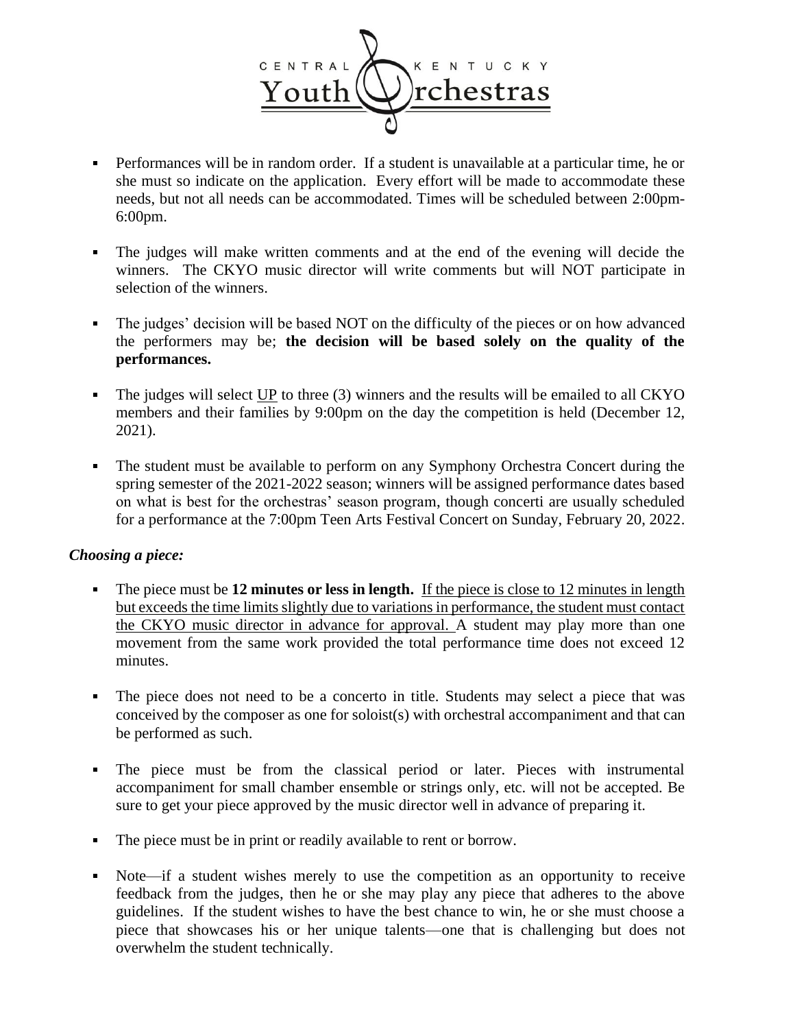CENTRAL KENTUCKY Youth Orchestras

- Performances will be in random order. If a student is unavailable at a particular time, he or she must so indicate on the application. Every effort will be made to accommodate these needs, but not all needs can be accommodated. Times will be scheduled between 2:00pm-6:00pm.

- The judges will make written comments and at the end of the evening will decide the winners. The CKYO music director will write comments but will NOT participate in selection of the winners.

- The judges' decision will be based NOT on the difficulty of the pieces or on how advanced the performers may be; **the decision will be based solely on the quality of the performances.**

- The judges will select <u>UP</u> to three (3) winners and the results will be emailed to all CKYO members and their families by 9:00pm on the day the competition is held (December 12, 2021).

- The student must be available to perform on any Symphony Orchestra Concert during the spring semester of the 2021-2022 season; winners will be assigned performance dates based on what is best for the orchestras' season program, though concerti are usually scheduled for a performance at the 7:00pm Teen Arts Festival Concert on Sunday, February 20, 2022.

### *Choosing a piece:*

- The piece must be **12 minutes or less in length.** <u>If the piece is close to 12 minutes in length but exceeds the time limits slightly due to variations in performance, the student must contact the CKYO music director in advance for approval.</u> A student may play more than one movement from the same work provided the total performance time does not exceed 12 minutes.

- The piece does not need to be a concerto in title. Students may select a piece that was conceived by the composer as one for soloist(s) with orchestral accompaniment and that can be performed as such.

- The piece must be from the classical period or later. Pieces with instrumental accompaniment for small chamber ensemble or strings only, etc. will not be accepted. Be sure to get your piece approved by the music director well in advance of preparing it.

- The piece must be in print or readily available to rent or borrow.

- Note—if a student wishes merely to use the competition as an opportunity to receive feedback from the judges, then he or she may play any piece that adheres to the above guidelines. If the student wishes to have the best chance to win, he or she must choose a piece that showcases his or her unique talents—one that is challenging but does not overwhelm the student technically.